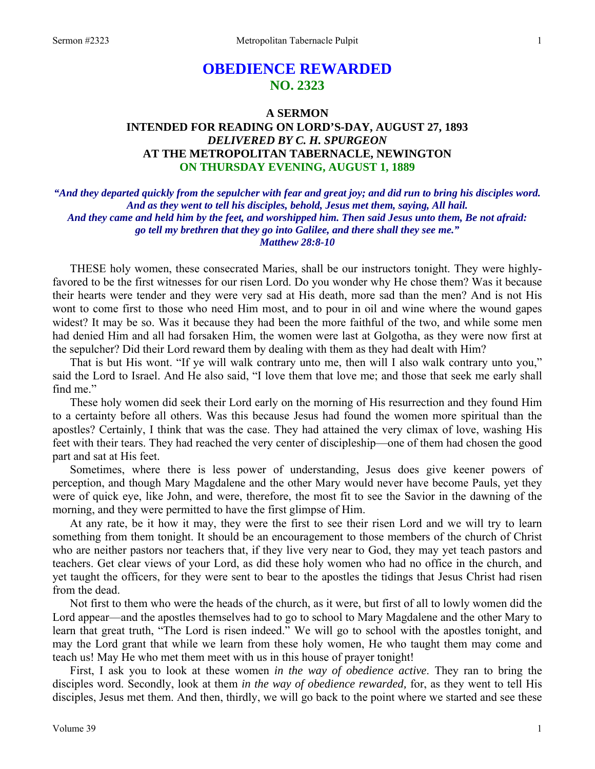# OBEDIENCE REWARDED
## NO. 2323

### A SERMON
### INTENDED FOR READING ON LORD'S-DAY, AUGUST 27, 1893
### *DELIVERED BY C. H. SPURGEON*
### AT THE METROPOLITAN TABERNACLE, NEWINGTON
### ON THURSDAY EVENING, AUGUST 1, 1889

***"And they departed quickly from the sepulcher with fear and great joy; and did run to bring his disciples word. And as they went to tell his disciples, behold, Jesus met them, saying, All hail. And they came and held him by the feet, and worshipped him. Then said Jesus unto them, Be not afraid: go tell my brethren that they go into Galilee, and there shall they see me." Matthew 28:8-10***

THESE holy women, these consecrated Maries, shall be our instructors tonight. They were highly-favored to be the first witnesses for our risen Lord. Do you wonder why He chose them? Was it because their hearts were tender and they were very sad at His death, more sad than the men? And is not His wont to come first to those who need Him most, and to pour in oil and wine where the wound gapes widest? It may be so. Was it because they had been the more faithful of the two, and while some men had denied Him and all had forsaken Him, the women were last at Golgotha, as they were now first at the sepulcher? Did their Lord reward them by dealing with them as they had dealt with Him?

That is but His wont. "If ye will walk contrary unto me, then will I also walk contrary unto you," said the Lord to Israel. And He also said, "I love them that love me; and those that seek me early shall find me."

These holy women did seek their Lord early on the morning of His resurrection and they found Him to a certainty before all others. Was this because Jesus had found the women more spiritual than the apostles? Certainly, I think that was the case. They had attained the very climax of love, washing His feet with their tears. They had reached the very center of discipleship—one of them had chosen the good part and sat at His feet.

Sometimes, where there is less power of understanding, Jesus does give keener powers of perception, and though Mary Magdalene and the other Mary would never have become Pauls, yet they were of quick eye, like John, and were, therefore, the most fit to see the Savior in the dawning of the morning, and they were permitted to have the first glimpse of Him.

At any rate, be it how it may, they were the first to see their risen Lord and we will try to learn something from them tonight. It should be an encouragement to those members of the church of Christ who are neither pastors nor teachers that, if they live very near to God, they may yet teach pastors and teachers. Get clear views of your Lord, as did these holy women who had no office in the church, and yet taught the officers, for they were sent to bear to the apostles the tidings that Jesus Christ had risen from the dead.

Not first to them who were the heads of the church, as it were, but first of all to lowly women did the Lord appear—and the apostles themselves had to go to school to Mary Magdalene and the other Mary to learn that great truth, "The Lord is risen indeed." We will go to school with the apostles tonight, and may the Lord grant that while we learn from these holy women, He who taught them may come and teach us! May He who met them meet with us in this house of prayer tonight!

First, I ask you to look at these women *in the way of obedience active*. They ran to bring the disciples word. Secondly, look at them *in the way of obedience rewarded,* for, as they went to tell His disciples, Jesus met them. And then, thirdly, we will go back to the point where we started and see these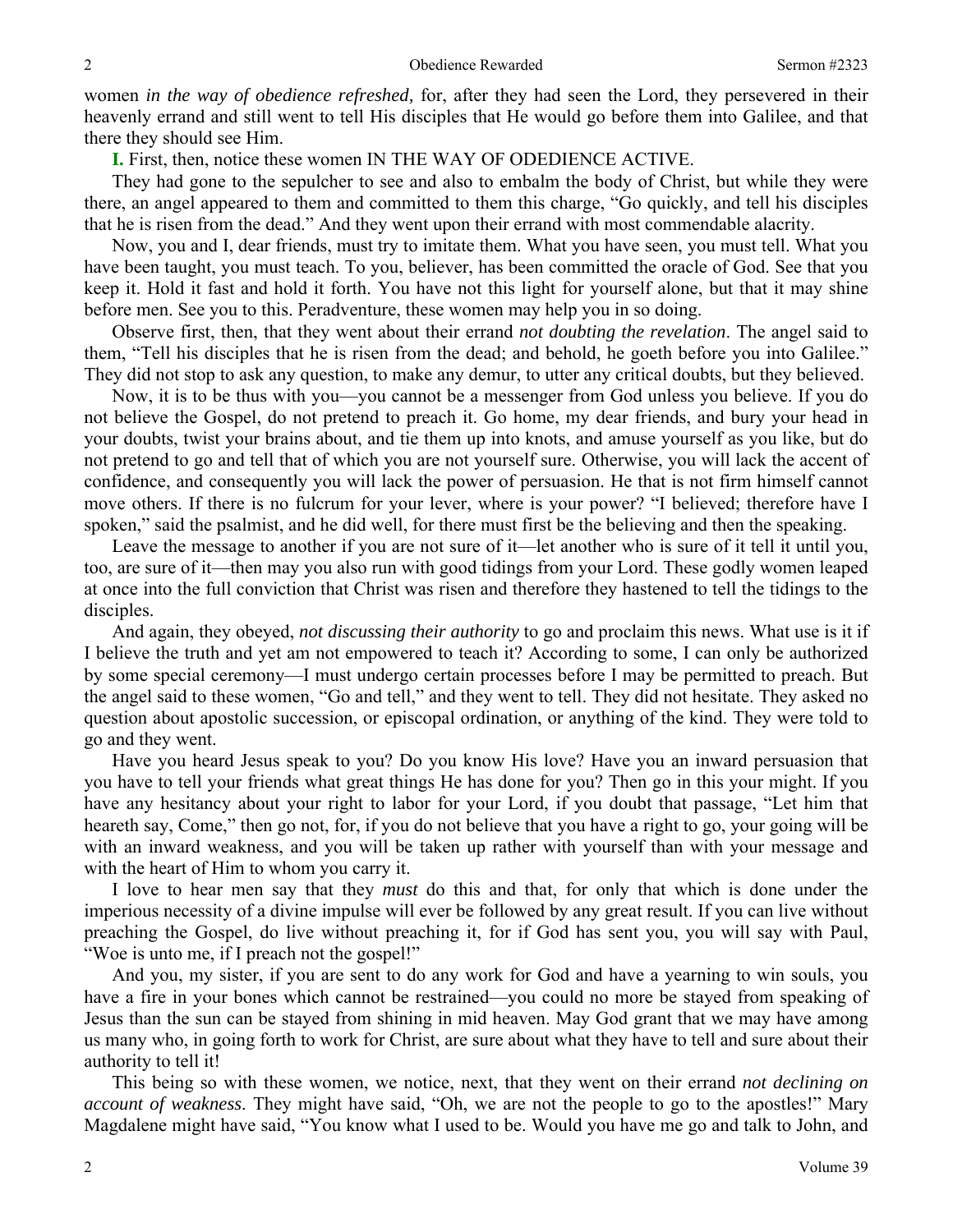women *in the way of obedience refreshed,* for, after they had seen the Lord, they persevered in their heavenly errand and still went to tell His disciples that He would go before them into Galilee, and that there they should see Him.

**I.** First, then, notice these women IN THE WAY OF ODEDIENCE ACTIVE.

They had gone to the sepulcher to see and also to embalm the body of Christ, but while they were there, an angel appeared to them and committed to them this charge, "Go quickly, and tell his disciples that he is risen from the dead." And they went upon their errand with most commendable alacrity.

Now, you and I, dear friends, must try to imitate them. What you have seen, you must tell. What you have been taught, you must teach. To you, believer, has been committed the oracle of God. See that you keep it. Hold it fast and hold it forth. You have not this light for yourself alone, but that it may shine before men. See you to this. Peradventure, these women may help you in so doing.

Observe first, then, that they went about their errand *not doubting the revelation*. The angel said to them, "Tell his disciples that he is risen from the dead; and behold, he goeth before you into Galilee." They did not stop to ask any question, to make any demur, to utter any critical doubts, but they believed.

Now, it is to be thus with you—you cannot be a messenger from God unless you believe. If you do not believe the Gospel, do not pretend to preach it. Go home, my dear friends, and bury your head in your doubts, twist your brains about, and tie them up into knots, and amuse yourself as you like, but do not pretend to go and tell that of which you are not yourself sure. Otherwise, you will lack the accent of confidence, and consequently you will lack the power of persuasion. He that is not firm himself cannot move others. If there is no fulcrum for your lever, where is your power? "I believed; therefore have I spoken," said the psalmist, and he did well, for there must first be the believing and then the speaking.

Leave the message to another if you are not sure of it—let another who is sure of it tell it until you, too, are sure of it—then may you also run with good tidings from your Lord. These godly women leaped at once into the full conviction that Christ was risen and therefore they hastened to tell the tidings to the disciples.

And again, they obeyed, *not discussing their authority* to go and proclaim this news. What use is it if I believe the truth and yet am not empowered to teach it? According to some, I can only be authorized by some special ceremony—I must undergo certain processes before I may be permitted to preach. But the angel said to these women, "Go and tell," and they went to tell. They did not hesitate. They asked no question about apostolic succession, or episcopal ordination, or anything of the kind. They were told to go and they went.

Have you heard Jesus speak to you? Do you know His love? Have you an inward persuasion that you have to tell your friends what great things He has done for you? Then go in this your might. If you have any hesitancy about your right to labor for your Lord, if you doubt that passage, "Let him that heareth say, Come," then go not, for, if you do not believe that you have a right to go, your going will be with an inward weakness, and you will be taken up rather with yourself than with your message and with the heart of Him to whom you carry it.

I love to hear men say that they *must* do this and that, for only that which is done under the imperious necessity of a divine impulse will ever be followed by any great result. If you can live without preaching the Gospel, do live without preaching it, for if God has sent you, you will say with Paul, "Woe is unto me, if I preach not the gospel!"

And you, my sister, if you are sent to do any work for God and have a yearning to win souls, you have a fire in your bones which cannot be restrained—you could no more be stayed from speaking of Jesus than the sun can be stayed from shining in mid heaven. May God grant that we may have among us many who, in going forth to work for Christ, are sure about what they have to tell and sure about their authority to tell it!

This being so with these women, we notice, next, that they went on their errand *not declining on account of weakness*. They might have said, "Oh, we are not the people to go to the apostles!" Mary Magdalene might have said, "You know what I used to be. Would you have me go and talk to John, and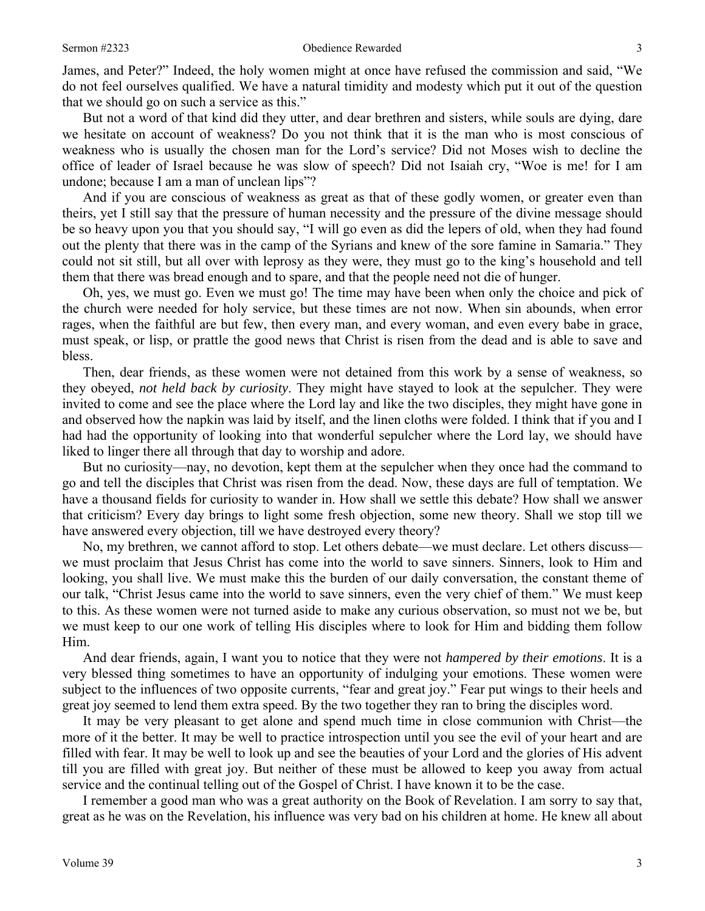James, and Peter?" Indeed, the holy women might at once have refused the commission and said, "We do not feel ourselves qualified. We have a natural timidity and modesty which put it out of the question that we should go on such a service as this."

But not a word of that kind did they utter, and dear brethren and sisters, while souls are dying, dare we hesitate on account of weakness? Do you not think that it is the man who is most conscious of weakness who is usually the chosen man for the Lord's service? Did not Moses wish to decline the office of leader of Israel because he was slow of speech? Did not Isaiah cry, "Woe is me! for I am undone; because I am a man of unclean lips"?

And if you are conscious of weakness as great as that of these godly women, or greater even than theirs, yet I still say that the pressure of human necessity and the pressure of the divine message should be so heavy upon you that you should say, "I will go even as did the lepers of old, when they had found out the plenty that there was in the camp of the Syrians and knew of the sore famine in Samaria." They could not sit still, but all over with leprosy as they were, they must go to the king's household and tell them that there was bread enough and to spare, and that the people need not die of hunger.

Oh, yes, we must go. Even we must go! The time may have been when only the choice and pick of the church were needed for holy service, but these times are not now. When sin abounds, when error rages, when the faithful are but few, then every man, and every woman, and even every babe in grace, must speak, or lisp, or prattle the good news that Christ is risen from the dead and is able to save and bless.

Then, dear friends, as these women were not detained from this work by a sense of weakness, so they obeyed, *not held back by curiosity*. They might have stayed to look at the sepulcher. They were invited to come and see the place where the Lord lay and like the two disciples, they might have gone in and observed how the napkin was laid by itself, and the linen cloths were folded. I think that if you and I had had the opportunity of looking into that wonderful sepulcher where the Lord lay, we should have liked to linger there all through that day to worship and adore.

But no curiosity—nay, no devotion, kept them at the sepulcher when they once had the command to go and tell the disciples that Christ was risen from the dead. Now, these days are full of temptation. We have a thousand fields for curiosity to wander in. How shall we settle this debate? How shall we answer that criticism? Every day brings to light some fresh objection, some new theory. Shall we stop till we have answered every objection, till we have destroyed every theory?

No, my brethren, we cannot afford to stop. Let others debate—we must declare. Let others discuss—we must proclaim that Jesus Christ has come into the world to save sinners. Sinners, look to Him and looking, you shall live. We must make this the burden of our daily conversation, the constant theme of our talk, "Christ Jesus came into the world to save sinners, even the very chief of them." We must keep to this. As these women were not turned aside to make any curious observation, so must not we be, but we must keep to our one work of telling His disciples where to look for Him and bidding them follow Him.

And dear friends, again, I want you to notice that they were not *hampered by their emotions*. It is a very blessed thing sometimes to have an opportunity of indulging your emotions. These women were subject to the influences of two opposite currents, "fear and great joy." Fear put wings to their heels and great joy seemed to lend them extra speed. By the two together they ran to bring the disciples word.

It may be very pleasant to get alone and spend much time in close communion with Christ—the more of it the better. It may be well to practice introspection until you see the evil of your heart and are filled with fear. It may be well to look up and see the beauties of your Lord and the glories of His advent till you are filled with great joy. But neither of these must be allowed to keep you away from actual service and the continual telling out of the Gospel of Christ. I have known it to be the case.

I remember a good man who was a great authority on the Book of Revelation. I am sorry to say that, great as he was on the Revelation, his influence was very bad on his children at home. He knew all about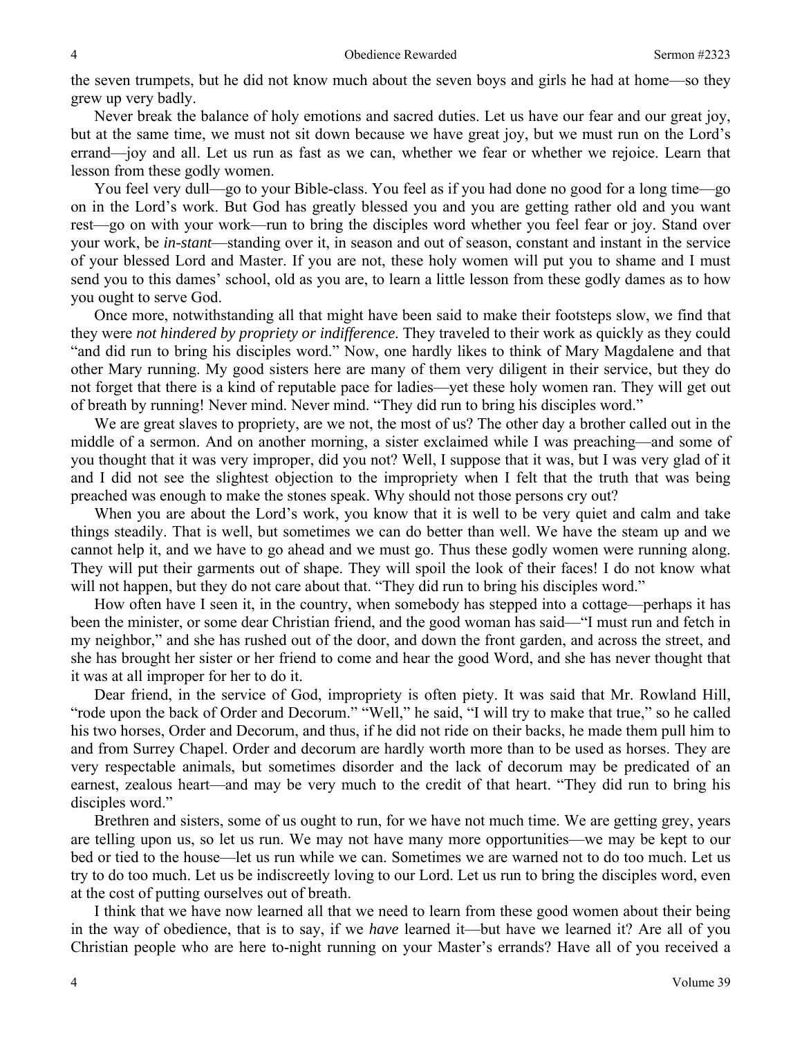the seven trumpets, but he did not know much about the seven boys and girls he had at home—so they grew up very badly.

Never break the balance of holy emotions and sacred duties. Let us have our fear and our great joy, but at the same time, we must not sit down because we have great joy, but we must run on the Lord's errand—joy and all. Let us run as fast as we can, whether we fear or whether we rejoice. Learn that lesson from these godly women.

You feel very dull—go to your Bible-class. You feel as if you had done no good for a long time—go on in the Lord's work. But God has greatly blessed you and you are getting rather old and you want rest—go on with your work—run to bring the disciples word whether you feel fear or joy. Stand over your work, be *in-stant*—standing over it, in season and out of season, constant and instant in the service of your blessed Lord and Master. If you are not, these holy women will put you to shame and I must send you to this dames' school, old as you are, to learn a little lesson from these godly dames as to how you ought to serve God.

Once more, notwithstanding all that might have been said to make their footsteps slow, we find that they were *not hindered by propriety or indifference*. They traveled to their work as quickly as they could "and did run to bring his disciples word." Now, one hardly likes to think of Mary Magdalene and that other Mary running. My good sisters here are many of them very diligent in their service, but they do not forget that there is a kind of reputable pace for ladies—yet these holy women ran. They will get out of breath by running! Never mind. Never mind. "They did run to bring his disciples word."

We are great slaves to propriety, are we not, the most of us? The other day a brother called out in the middle of a sermon. And on another morning, a sister exclaimed while I was preaching—and some of you thought that it was very improper, did you not? Well, I suppose that it was, but I was very glad of it and I did not see the slightest objection to the impropriety when I felt that the truth that was being preached was enough to make the stones speak. Why should not those persons cry out?

When you are about the Lord's work, you know that it is well to be very quiet and calm and take things steadily. That is well, but sometimes we can do better than well. We have the steam up and we cannot help it, and we have to go ahead and we must go. Thus these godly women were running along. They will put their garments out of shape. They will spoil the look of their faces! I do not know what will not happen, but they do not care about that. "They did run to bring his disciples word."

How often have I seen it, in the country, when somebody has stepped into a cottage—perhaps it has been the minister, or some dear Christian friend, and the good woman has said—"I must run and fetch in my neighbor," and she has rushed out of the door, and down the front garden, and across the street, and she has brought her sister or her friend to come and hear the good Word, and she has never thought that it was at all improper for her to do it.

Dear friend, in the service of God, impropriety is often piety. It was said that Mr. Rowland Hill, "rode upon the back of Order and Decorum." "Well," he said, "I will try to make that true," so he called his two horses, Order and Decorum, and thus, if he did not ride on their backs, he made them pull him to and from Surrey Chapel. Order and decorum are hardly worth more than to be used as horses. They are very respectable animals, but sometimes disorder and the lack of decorum may be predicated of an earnest, zealous heart—and may be very much to the credit of that heart. "They did run to bring his disciples word."

Brethren and sisters, some of us ought to run, for we have not much time. We are getting grey, years are telling upon us, so let us run. We may not have many more opportunities—we may be kept to our bed or tied to the house—let us run while we can. Sometimes we are warned not to do too much. Let us try to do too much. Let us be indiscreetly loving to our Lord. Let us run to bring the disciples word, even at the cost of putting ourselves out of breath.

I think that we have now learned all that we need to learn from these good women about their being in the way of obedience, that is to say, if we *have* learned it—but have we learned it? Are all of you Christian people who are here to-night running on your Master's errands? Have all of you received a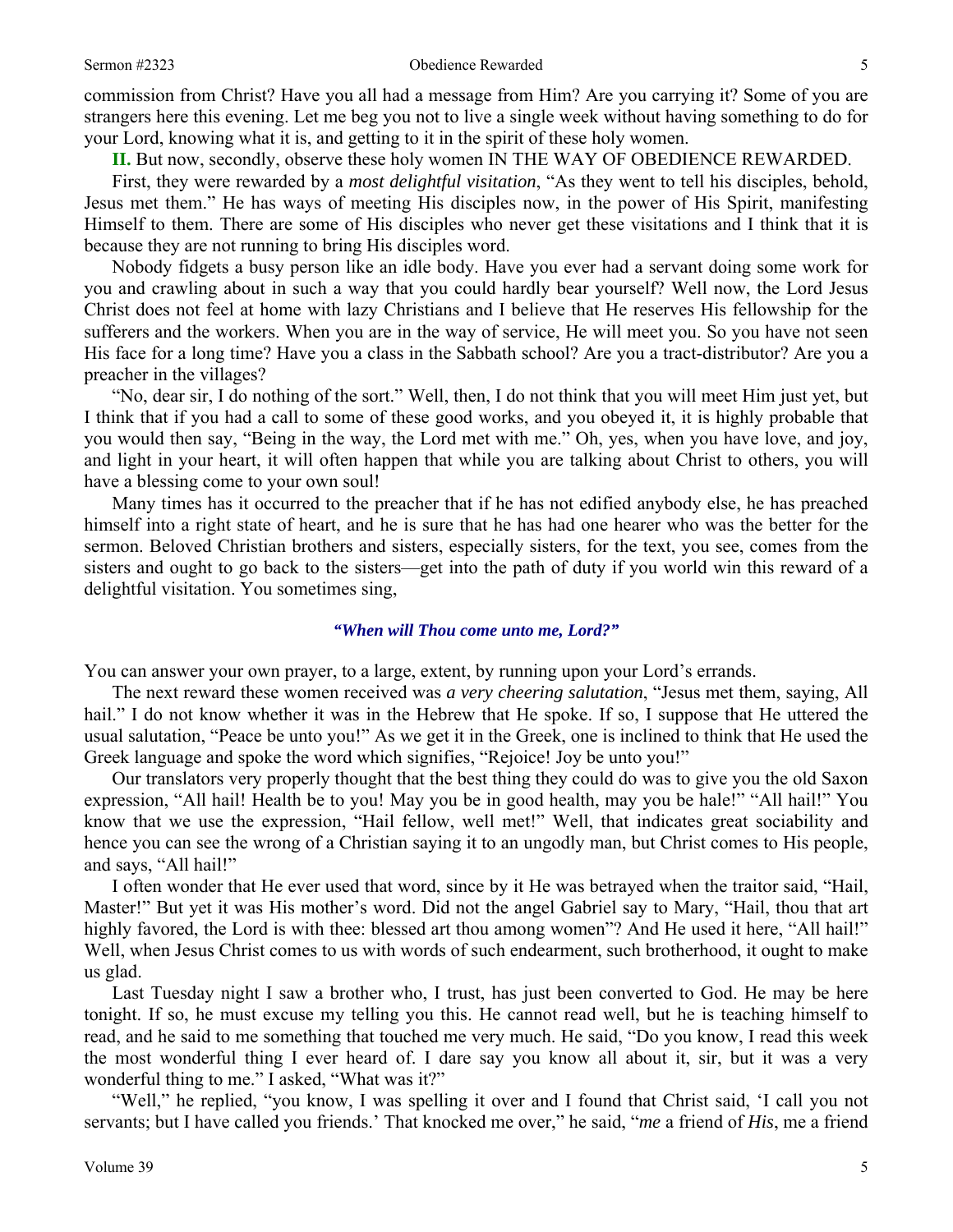commission from Christ? Have you all had a message from Him? Are you carrying it? Some of you are strangers here this evening. Let me beg you not to live a single week without having something to do for your Lord, knowing what it is, and getting to it in the spirit of these holy women.

**II.** But now, secondly, observe these holy women IN THE WAY OF OBEDIENCE REWARDED.

First, they were rewarded by a *most delightful visitation*, "As they went to tell his disciples, behold, Jesus met them." He has ways of meeting His disciples now, in the power of His Spirit, manifesting Himself to them. There are some of His disciples who never get these visitations and I think that it is because they are not running to bring His disciples word.

Nobody fidgets a busy person like an idle body. Have you ever had a servant doing some work for you and crawling about in such a way that you could hardly bear yourself? Well now, the Lord Jesus Christ does not feel at home with lazy Christians and I believe that He reserves His fellowship for the sufferers and the workers. When you are in the way of service, He will meet you. So you have not seen His face for a long time? Have you a class in the Sabbath school? Are you a tract-distributor? Are you a preacher in the villages?

"No, dear sir, I do nothing of the sort." Well, then, I do not think that you will meet Him just yet, but I think that if you had a call to some of these good works, and you obeyed it, it is highly probable that you would then say, "Being in the way, the Lord met with me." Oh, yes, when you have love, and joy, and light in your heart, it will often happen that while you are talking about Christ to others, you will have a blessing come to your own soul!

Many times has it occurred to the preacher that if he has not edified anybody else, he has preached himself into a right state of heart, and he is sure that he has had one hearer who was the better for the sermon. Beloved Christian brothers and sisters, especially sisters, for the text, you see, comes from the sisters and ought to go back to the sisters—get into the path of duty if you world win this reward of a delightful visitation. You sometimes sing,

*"When will Thou come unto me, Lord?"*

You can answer your own prayer, to a large, extent, by running upon your Lord's errands.

The next reward these women received was *a very cheering salutation*, "Jesus met them, saying, All hail." I do not know whether it was in the Hebrew that He spoke. If so, I suppose that He uttered the usual salutation, "Peace be unto you!" As we get it in the Greek, one is inclined to think that He used the Greek language and spoke the word which signifies, "Rejoice! Joy be unto you!"

Our translators very properly thought that the best thing they could do was to give you the old Saxon expression, "All hail! Health be to you! May you be in good health, may you be hale!" "All hail!" You know that we use the expression, "Hail fellow, well met!" Well, that indicates great sociability and hence you can see the wrong of a Christian saying it to an ungodly man, but Christ comes to His people, and says, "All hail!"

I often wonder that He ever used that word, since by it He was betrayed when the traitor said, "Hail, Master!" But yet it was His mother's word. Did not the angel Gabriel say to Mary, "Hail, thou that art highly favored, the Lord is with thee: blessed art thou among women"? And He used it here, "All hail!" Well, when Jesus Christ comes to us with words of such endearment, such brotherhood, it ought to make us glad.

Last Tuesday night I saw a brother who, I trust, has just been converted to God. He may be here tonight. If so, he must excuse my telling you this. He cannot read well, but he is teaching himself to read, and he said to me something that touched me very much. He said, "Do you know, I read this week the most wonderful thing I ever heard of. I dare say you know all about it, sir, but it was a very wonderful thing to me." I asked, "What was it?"

"Well," he replied, "you know, I was spelling it over and I found that Christ said, 'I call you not servants; but I have called you friends.' That knocked me over," he said, "*me* a friend of *His*, me a friend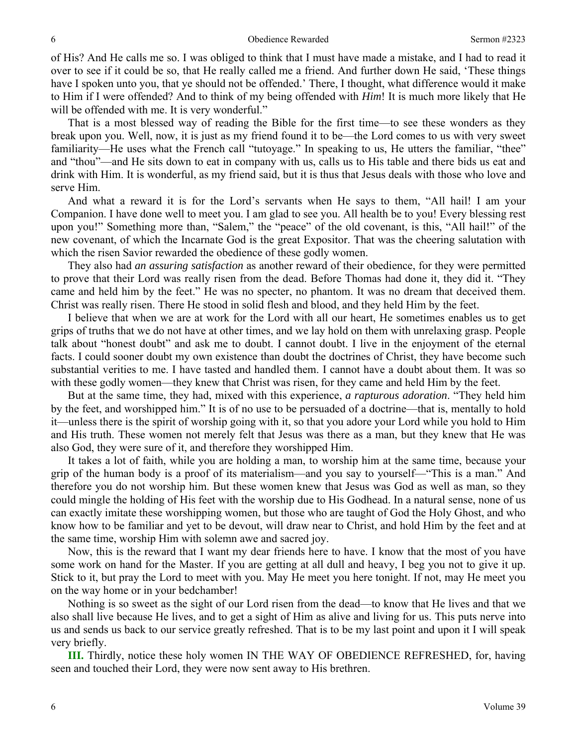of His? And He calls me so. I was obliged to think that I must have made a mistake, and I had to read it over to see if it could be so, that He really called me a friend. And further down He said, 'These things have I spoken unto you, that ye should not be offended.' There, I thought, what difference would it make to Him if I were offended? And to think of my being offended with *Him*! It is much more likely that He will be offended with me. It is very wonderful."

That is a most blessed way of reading the Bible for the first time—to see these wonders as they break upon you. Well, now, it is just as my friend found it to be—the Lord comes to us with very sweet familiarity—He uses what the French call "tutoyage." In speaking to us, He utters the familiar, "thee" and "thou"—and He sits down to eat in company with us, calls us to His table and there bids us eat and drink with Him. It is wonderful, as my friend said, but it is thus that Jesus deals with those who love and serve Him.

And what a reward it is for the Lord's servants when He says to them, "All hail! I am your Companion. I have done well to meet you. I am glad to see you. All health be to you! Every blessing rest upon you!" Something more than, "Salem," the "peace" of the old covenant, is this, "All hail!" of the new covenant, of which the Incarnate God is the great Expositor. That was the cheering salutation with which the risen Savior rewarded the obedience of these godly women.

They also had *an assuring satisfaction* as another reward of their obedience, for they were permitted to prove that their Lord was really risen from the dead. Before Thomas had done it, they did it. "They came and held him by the feet." He was no specter, no phantom. It was no dream that deceived them. Christ was really risen. There He stood in solid flesh and blood, and they held Him by the feet.

I believe that when we are at work for the Lord with all our heart, He sometimes enables us to get grips of truths that we do not have at other times, and we lay hold on them with unrelaxing grasp. People talk about "honest doubt" and ask me to doubt. I cannot doubt. I live in the enjoyment of the eternal facts. I could sooner doubt my own existence than doubt the doctrines of Christ, they have become such substantial verities to me. I have tasted and handled them. I cannot have a doubt about them. It was so with these godly women—they knew that Christ was risen, for they came and held Him by the feet.

But at the same time, they had, mixed with this experience, *a rapturous adoration*. "They held him by the feet, and worshipped him." It is of no use to be persuaded of a doctrine—that is, mentally to hold it—unless there is the spirit of worship going with it, so that you adore your Lord while you hold to Him and His truth. These women not merely felt that Jesus was there as a man, but they knew that He was also God, they were sure of it, and therefore they worshipped Him.

It takes a lot of faith, while you are holding a man, to worship him at the same time, because your grip of the human body is a proof of its materialism—and you say to yourself—"This is a man." And therefore you do not worship him. But these women knew that Jesus was God as well as man, so they could mingle the holding of His feet with the worship due to His Godhead. In a natural sense, none of us can exactly imitate these worshipping women, but those who are taught of God the Holy Ghost, and who know how to be familiar and yet to be devout, will draw near to Christ, and hold Him by the feet and at the same time, worship Him with solemn awe and sacred joy.

Now, this is the reward that I want my dear friends here to have. I know that the most of you have some work on hand for the Master. If you are getting at all dull and heavy, I beg you not to give it up. Stick to it, but pray the Lord to meet with you. May He meet you here tonight. If not, may He meet you on the way home or in your bedchamber!

Nothing is so sweet as the sight of our Lord risen from the dead—to know that He lives and that we also shall live because He lives, and to get a sight of Him as alive and living for us. This puts nerve into us and sends us back to our service greatly refreshed. That is to be my last point and upon it I will speak very briefly.

**III.** Thirdly, notice these holy women IN THE WAY OF OBEDIENCE REFRESHED, for, having seen and touched their Lord, they were now sent away to His brethren.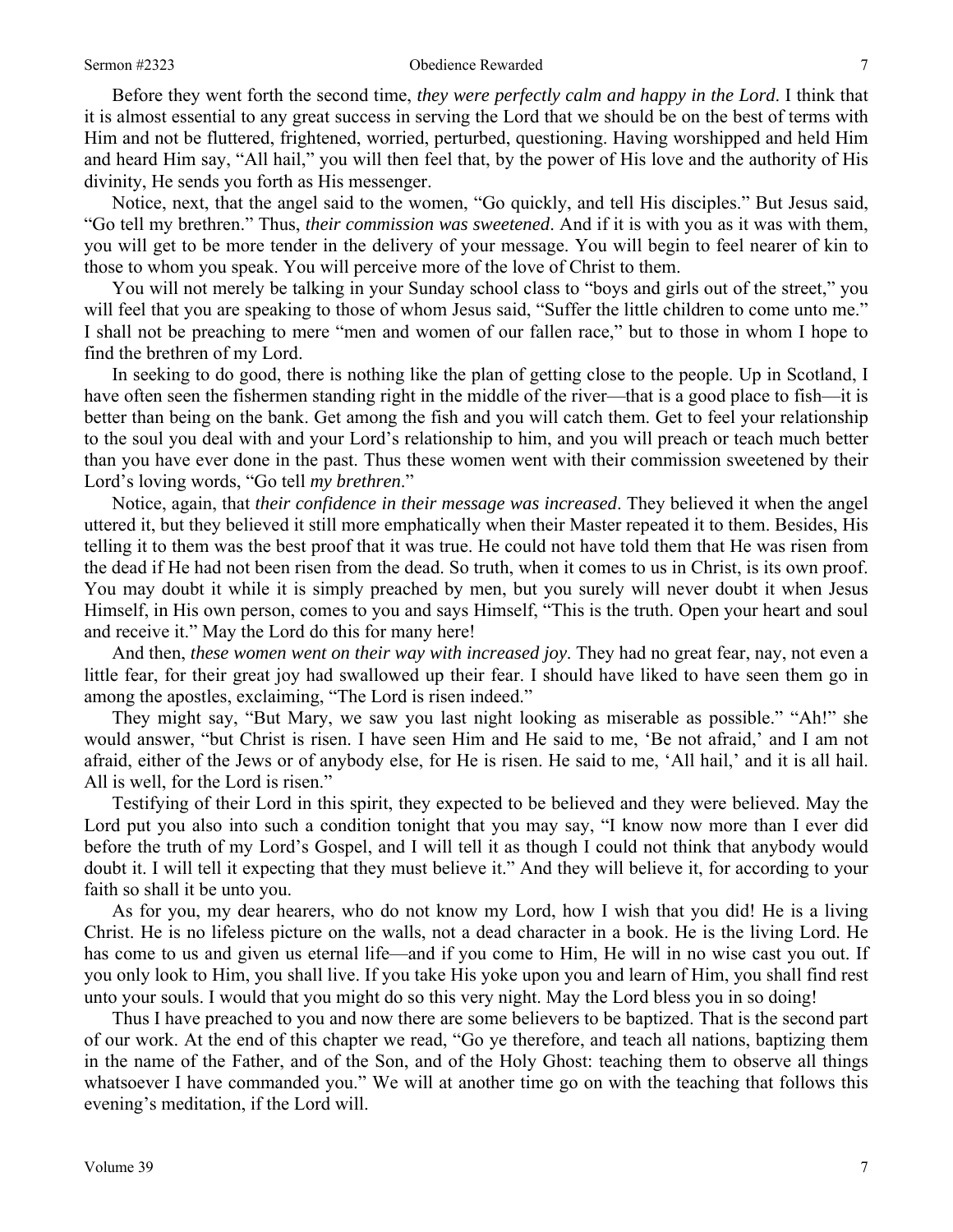Before they went forth the second time, *they were perfectly calm and happy in the Lord*. I think that it is almost essential to any great success in serving the Lord that we should be on the best of terms with Him and not be fluttered, frightened, worried, perturbed, questioning. Having worshipped and held Him and heard Him say, "All hail," you will then feel that, by the power of His love and the authority of His divinity, He sends you forth as His messenger.

Notice, next, that the angel said to the women, "Go quickly, and tell His disciples." But Jesus said, "Go tell my brethren." Thus, *their commission was sweetened*. And if it is with you as it was with them, you will get to be more tender in the delivery of your message. You will begin to feel nearer of kin to those to whom you speak. You will perceive more of the love of Christ to them.

You will not merely be talking in your Sunday school class to "boys and girls out of the street," you will feel that you are speaking to those of whom Jesus said, "Suffer the little children to come unto me." I shall not be preaching to mere "men and women of our fallen race," but to those in whom I hope to find the brethren of my Lord.

In seeking to do good, there is nothing like the plan of getting close to the people. Up in Scotland, I have often seen the fishermen standing right in the middle of the river—that is a good place to fish—it is better than being on the bank. Get among the fish and you will catch them. Get to feel your relationship to the soul you deal with and your Lord's relationship to him, and you will preach or teach much better than you have ever done in the past. Thus these women went with their commission sweetened by their Lord's loving words, "Go tell *my brethren*."

Notice, again, that *their confidence in their message was increased*. They believed it when the angel uttered it, but they believed it still more emphatically when their Master repeated it to them. Besides, His telling it to them was the best proof that it was true. He could not have told them that He was risen from the dead if He had not been risen from the dead. So truth, when it comes to us in Christ, is its own proof. You may doubt it while it is simply preached by men, but you surely will never doubt it when Jesus Himself, in His own person, comes to you and says Himself, "This is the truth. Open your heart and soul and receive it." May the Lord do this for many here!

And then, *these women went on their way with increased joy*. They had no great fear, nay, not even a little fear, for their great joy had swallowed up their fear. I should have liked to have seen them go in among the apostles, exclaiming, "The Lord is risen indeed."

They might say, "But Mary, we saw you last night looking as miserable as possible." "Ah!" she would answer, "but Christ is risen. I have seen Him and He said to me, 'Be not afraid,' and I am not afraid, either of the Jews or of anybody else, for He is risen. He said to me, 'All hail,' and it is all hail. All is well, for the Lord is risen."

Testifying of their Lord in this spirit, they expected to be believed and they were believed. May the Lord put you also into such a condition tonight that you may say, "I know now more than I ever did before the truth of my Lord's Gospel, and I will tell it as though I could not think that anybody would doubt it. I will tell it expecting that they must believe it." And they will believe it, for according to your faith so shall it be unto you.

As for you, my dear hearers, who do not know my Lord, how I wish that you did! He is a living Christ. He is no lifeless picture on the walls, not a dead character in a book. He is the living Lord. He has come to us and given us eternal life—and if you come to Him, He will in no wise cast you out. If you only look to Him, you shall live. If you take His yoke upon you and learn of Him, you shall find rest unto your souls. I would that you might do so this very night. May the Lord bless you in so doing!

Thus I have preached to you and now there are some believers to be baptized. That is the second part of our work. At the end of this chapter we read, "Go ye therefore, and teach all nations, baptizing them in the name of the Father, and of the Son, and of the Holy Ghost: teaching them to observe all things whatsoever I have commanded you." We will at another time go on with the teaching that follows this evening's meditation, if the Lord will.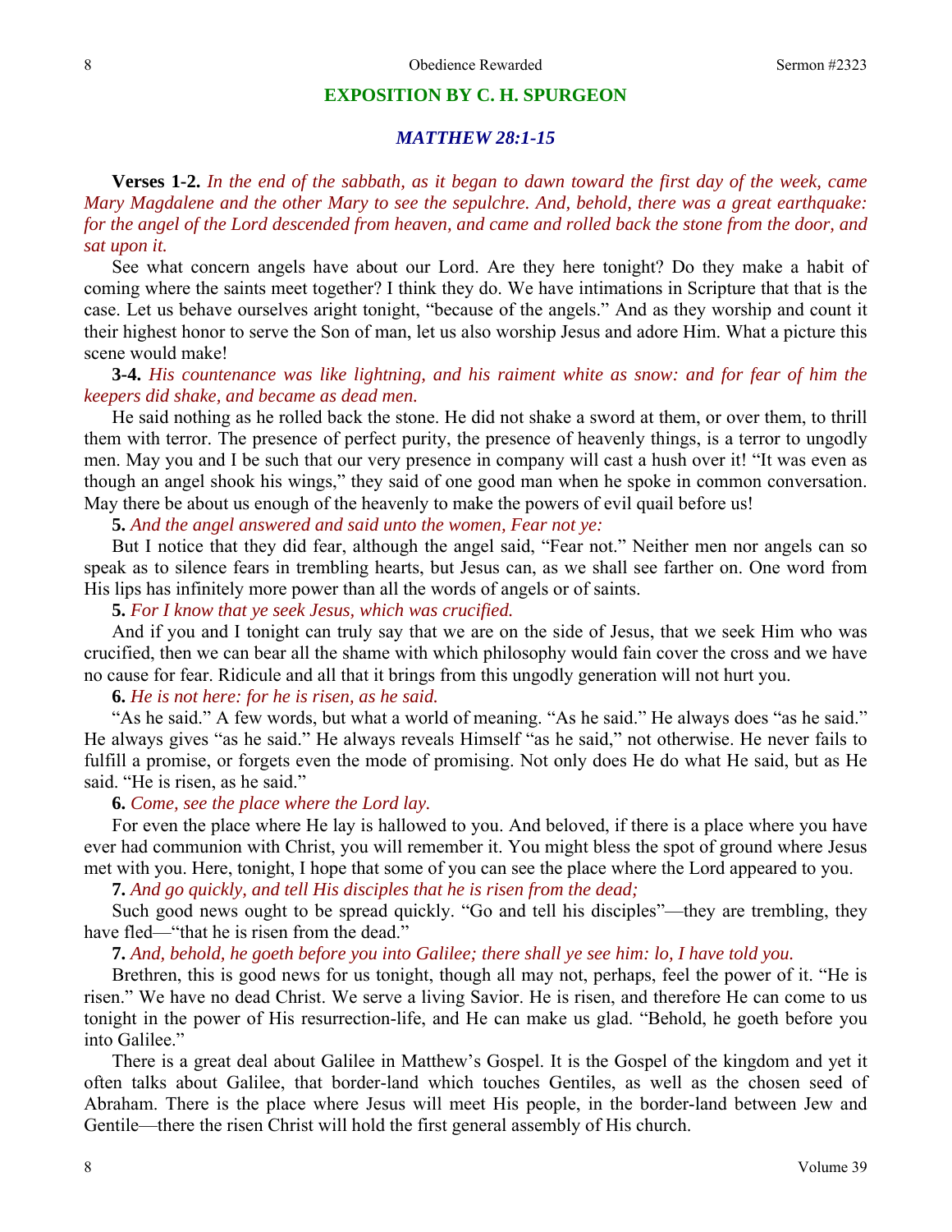## EXPOSITION BY C. H. SPURGEON

### *MATTHEW 28:1-15*

**Verses 1-2.** *In the end of the sabbath, as it began to dawn toward the first day of the week, came Mary Magdalene and the other Mary to see the sepulchre. And, behold, there was a great earthquake: for the angel of the Lord descended from heaven, and came and rolled back the stone from the door, and sat upon it.*

See what concern angels have about our Lord. Are they here tonight? Do they make a habit of coming where the saints meet together? I think they do. We have intimations in Scripture that that is the case. Let us behave ourselves aright tonight, "because of the angels." And as they worship and count it their highest honor to serve the Son of man, let us also worship Jesus and adore Him. What a picture this scene would make!

**3-4.** *His countenance was like lightning, and his raiment white as snow: and for fear of him the keepers did shake, and became as dead men.*

He said nothing as he rolled back the stone. He did not shake a sword at them, or over them, to thrill them with terror. The presence of perfect purity, the presence of heavenly things, is a terror to ungodly men. May you and I be such that our very presence in company will cast a hush over it! "It was even as though an angel shook his wings," they said of one good man when he spoke in common conversation. May there be about us enough of the heavenly to make the powers of evil quail before us!

**5.** *And the angel answered and said unto the women, Fear not ye:*

But I notice that they did fear, although the angel said, "Fear not." Neither men nor angels can so speak as to silence fears in trembling hearts, but Jesus can, as we shall see farther on. One word from His lips has infinitely more power than all the words of angels or of saints.

**5.** *For I know that ye seek Jesus, which was crucified.*

And if you and I tonight can truly say that we are on the side of Jesus, that we seek Him who was crucified, then we can bear all the shame with which philosophy would fain cover the cross and we have no cause for fear. Ridicule and all that it brings from this ungodly generation will not hurt you.

**6.** *He is not here: for he is risen, as he said.*

"As he said." A few words, but what a world of meaning. "As he said." He always does "as he said." He always gives "as he said." He always reveals Himself "as he said," not otherwise. He never fails to fulfill a promise, or forgets even the mode of promising. Not only does He do what He said, but as He said. "He is risen, as he said."

**6.** *Come, see the place where the Lord lay.*

For even the place where He lay is hallowed to you. And beloved, if there is a place where you have ever had communion with Christ, you will remember it. You might bless the spot of ground where Jesus met with you. Here, tonight, I hope that some of you can see the place where the Lord appeared to you.

**7.** *And go quickly, and tell His disciples that he is risen from the dead;*

Such good news ought to be spread quickly. "Go and tell his disciples"—they are trembling, they have fled—"that he is risen from the dead."

**7.** *And, behold, he goeth before you into Galilee; there shall ye see him: lo, I have told you.*

Brethren, this is good news for us tonight, though all may not, perhaps, feel the power of it. "He is risen." We have no dead Christ. We serve a living Savior. He is risen, and therefore He can come to us tonight in the power of His resurrection-life, and He can make us glad. "Behold, he goeth before you into Galilee."

There is a great deal about Galilee in Matthew's Gospel. It is the Gospel of the kingdom and yet it often talks about Galilee, that border-land which touches Gentiles, as well as the chosen seed of Abraham. There is the place where Jesus will meet His people, in the border-land between Jew and Gentile—there the risen Christ will hold the first general assembly of His church.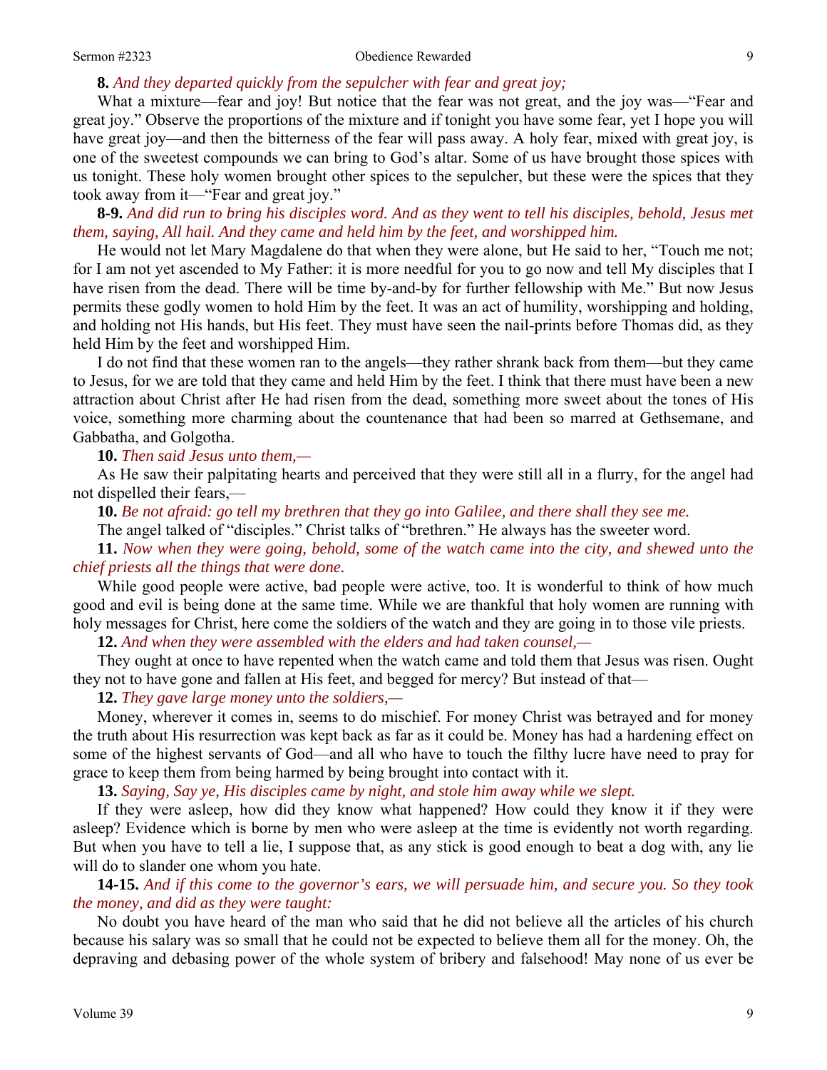**8.** *And they departed quickly from the sepulcher with fear and great joy;*

What a mixture—fear and joy! But notice that the fear was not great, and the joy was—"Fear and great joy." Observe the proportions of the mixture and if tonight you have some fear, yet I hope you will have great joy—and then the bitterness of the fear will pass away. A holy fear, mixed with great joy, is one of the sweetest compounds we can bring to God's altar. Some of us have brought those spices with us tonight. These holy women brought other spices to the sepulcher, but these were the spices that they took away from it—"Fear and great joy."

**8-9.** *And did run to bring his disciples word. And as they went to tell his disciples, behold, Jesus met them, saying, All hail. And they came and held him by the feet, and worshipped him.*

He would not let Mary Magdalene do that when they were alone, but He said to her, "Touch me not; for I am not yet ascended to My Father: it is more needful for you to go now and tell My disciples that I have risen from the dead. There will be time by-and-by for further fellowship with Me." But now Jesus permits these godly women to hold Him by the feet. It was an act of humility, worshipping and holding, and holding not His hands, but His feet. They must have seen the nail-prints before Thomas did, as they held Him by the feet and worshipped Him.

I do not find that these women ran to the angels—they rather shrank back from them—but they came to Jesus, for we are told that they came and held Him by the feet. I think that there must have been a new attraction about Christ after He had risen from the dead, something more sweet about the tones of His voice, something more charming about the countenance that had been so marred at Gethsemane, and Gabbatha, and Golgotha.

**10.** *Then said Jesus unto them,—*

As He saw their palpitating hearts and perceived that they were still all in a flurry, for the angel had not dispelled their fears,—

**10.** *Be not afraid: go tell my brethren that they go into Galilee, and there shall they see me.*

The angel talked of "disciples." Christ talks of "brethren." He always has the sweeter word.

**11.** *Now when they were going, behold, some of the watch came into the city, and shewed unto the chief priests all the things that were done.*

While good people were active, bad people were active, too. It is wonderful to think of how much good and evil is being done at the same time. While we are thankful that holy women are running with holy messages for Christ, here come the soldiers of the watch and they are going in to those vile priests.

**12.** *And when they were assembled with the elders and had taken counsel,—*

They ought at once to have repented when the watch came and told them that Jesus was risen. Ought they not to have gone and fallen at His feet, and begged for mercy? But instead of that—

**12.** *They gave large money unto the soldiers,—*

Money, wherever it comes in, seems to do mischief. For money Christ was betrayed and for money the truth about His resurrection was kept back as far as it could be. Money has had a hardening effect on some of the highest servants of God—and all who have to touch the filthy lucre have need to pray for grace to keep them from being harmed by being brought into contact with it.

**13.** *Saying, Say ye, His disciples came by night, and stole him away while we slept.*

If they were asleep, how did they know what happened? How could they know it if they were asleep? Evidence which is borne by men who were asleep at the time is evidently not worth regarding. But when you have to tell a lie, I suppose that, as any stick is good enough to beat a dog with, any lie will do to slander one whom you hate.

**14-15.** *And if this come to the governor's ears, we will persuade him, and secure you. So they took the money, and did as they were taught:*

No doubt you have heard of the man who said that he did not believe all the articles of his church because his salary was so small that he could not be expected to believe them all for the money. Oh, the depraving and debasing power of the whole system of bribery and falsehood! May none of us ever be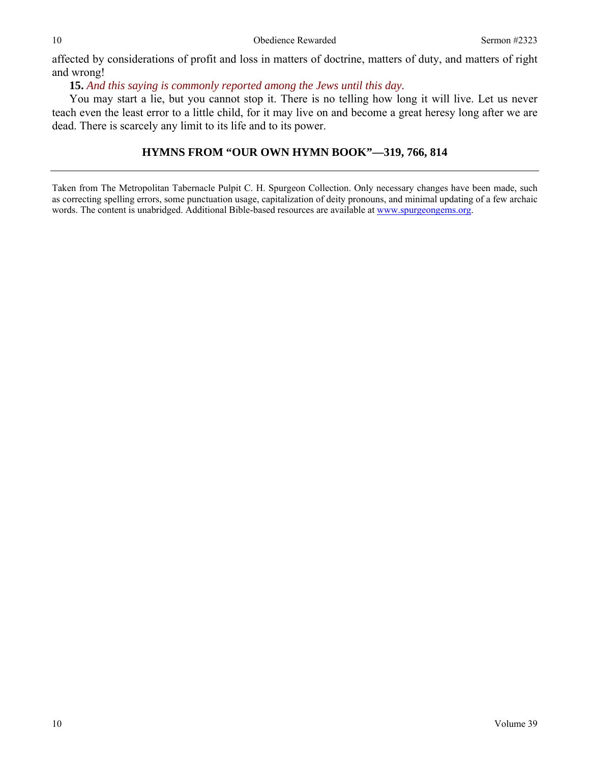affected by considerations of profit and loss in matters of doctrine, matters of duty, and matters of right and wrong!

**15.** *And this saying is commonly reported among the Jews until this day.*

You may start a lie, but you cannot stop it. There is no telling how long it will live. Let us never teach even the least error to a little child, for it may live on and become a great heresy long after we are dead. There is scarcely any limit to its life and to its power.

### HYMNS FROM "OUR OWN HYMN BOOK"—319, 766, 814

---

Taken from The Metropolitan Tabernacle Pulpit C. H. Spurgeon Collection. Only necessary changes have been made, such as correcting spelling errors, some punctuation usage, capitalization of deity pronouns, and minimal updating of a few archaic words. The content is unabridged. Additional Bible-based resources are available at [www.spurgeongems.org](http://www.spurgeongems.org).